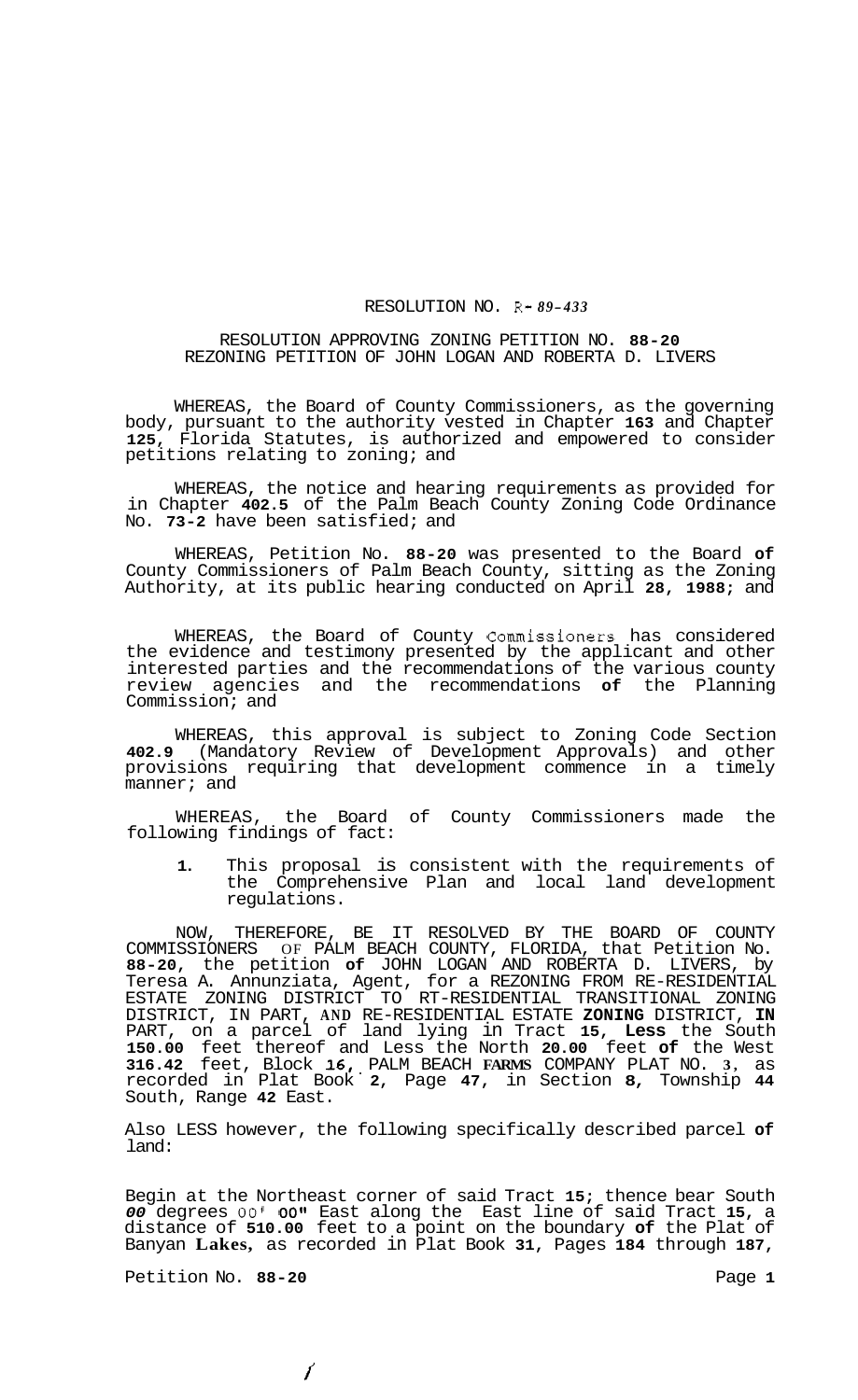RESOLUTION NO. R-89-433

RESOLUTION APPROVING ZONING PETITION NO. 88-20
REZONING PETITION OF JOHN LOGAN AND ROBERTA D. LIVERS

WHEREAS, the Board of County Commissioners, as the governing body, pursuant to the authority vested in Chapter 163 and Chapter 125, Florida Statutes, is authorized and empowered to consider petitions relating to zoning; and

WHEREAS, the notice and hearing requirements as provided for in Chapter 402.5 of the Palm Beach County Zoning Code Ordinance No. 73-2 have been satisfied; and

WHEREAS, Petition No. 88-20 was presented to the Board of County Commissioners of Palm Beach County, sitting as the Zoning Authority, at its public hearing conducted on April 28, 1988; and

WHEREAS, the Board of County Commissioners has considered the evidence and testimony presented by the applicant and other interested parties and the recommendations of the various county review agencies and the recommendations of the Planning Commission; and

WHEREAS, this approval is subject to Zoning Code Section 402.9 (Mandatory Review of Development Approvals) and other provisions requiring that development commence in a timely manner; and

WHEREAS, the Board of County Commissioners made the following findings of fact:

1. This proposal is consistent with the requirements of the Comprehensive Plan and local land development regulations.

NOW, THEREFORE, BE IT RESOLVED BY THE BOARD OF COUNTY COMMISSIONERS OF PALM BEACH COUNTY, FLORIDA, that Petition No. 88-20, the petition of JOHN LOGAN AND ROBERTA D. LIVERS, by Teresa A. Annunziata, Agent, for a REZONING FROM RE-RESIDENTIAL ESTATE ZONING DISTRICT TO RT-RESIDENTIAL TRANSITIONAL ZONING DISTRICT, IN PART, AND RE-RESIDENTIAL ESTATE ZONING DISTRICT, IN PART, on a parcel of land lying in Tract 15, Less the South 150.00 feet thereof and Less the North 20.00 feet of the West 316.42 feet, Block 16, PALM BEACH FARMS COMPANY PLAT NO. 3, as recorded in Plat Book 2, Page 47, in Section 8, Township 44 South, Range 42 East.

Also LESS however, the following specifically described parcel of land:

Begin at the Northeast corner of said Tract 15; thence bear South 00 degrees 00' 00" East along the East line of said Tract 15, a distance of 510.00 feet to a point on the boundary of the Plat of Banyan Lakes, as recorded in Plat Book 31, Pages 184 through 187,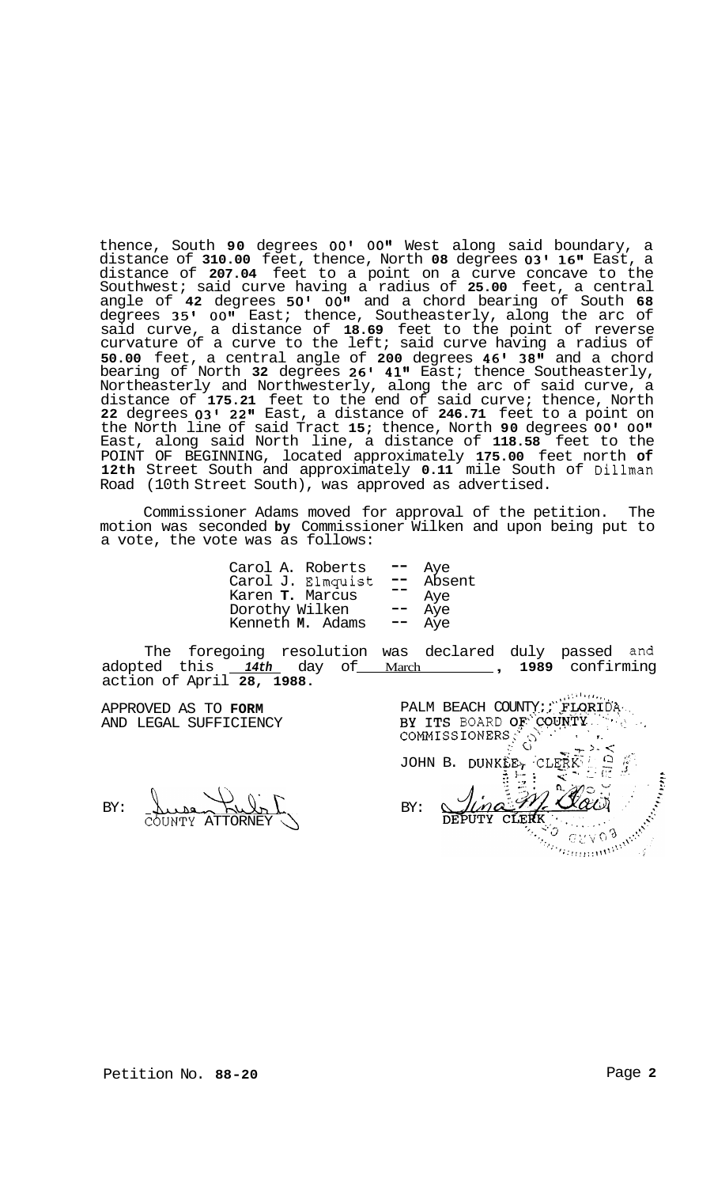thence, South 90 degrees 00' 00" West along said boundary, a distance of 310.00 feet, thence, North 08 degrees 03' 16" East, a distance of 207.04 feet to a point on a curve concave to the Southwest; said curve having a radius of 25.00 feet, a central angle of 42 degrees 50' 00" and a chord bearing of South 68 degrees 35' 00" East; thence, Southeasterly, along the arc of said curve, a distance of 18.69 feet to the point of reverse curvature of a curve to the left; said curve having a radius of 50.00 feet, a central angle of 200 degrees 46' 38" and a chord bearing of North 32 degrees 26' 41" East; thence Southeasterly, Northeasterly and Northwesterly, along the arc of said curve, a distance of 175.21 feet to the end of said curve; thence, North 22 degrees 03' 22" East, a distance of 246.71 feet to a point on the North line of said Tract 15; thence, North 90 degrees 00' 00" East, along said North line, a distance of 118.58 feet to the POINT OF BEGINNING, located approximately 175.00 feet north of 12th Street South and approximately 0.11 mile South of Dillman Road (10th Street South), was approved as advertised.

Commissioner Adams moved for approval of the petition. The motion was seconded by Commissioner Wilken and upon being put to a vote, the vote was as follows:

| | | |
|---|---|---|
| Carol A. Roberts | -- | Aye |
| Carol J. Elmquist | -- | Absent |
| Karen T. Marcus | -- | Aye |
| Dorothy Wilken | -- | Aye |
| Kenneth M. Adams | -- | Aye |

The foregoing resolution was declared duly passed and adopted this *14th* day of March, 1989 confirming action of April 28, 1988.

APPROVED AS TO FORM AND LEGAL SUFFICIENCY

BY: COUNTY ATTORNEY

PALM BEACH COUNTY, FLORIDA BY ITS BOARD OF COUNTY COMMISSIONERS

JOHN B. DUNKLE, CLERK

BY: DEPUTY CLERK

Petition No. 88-20